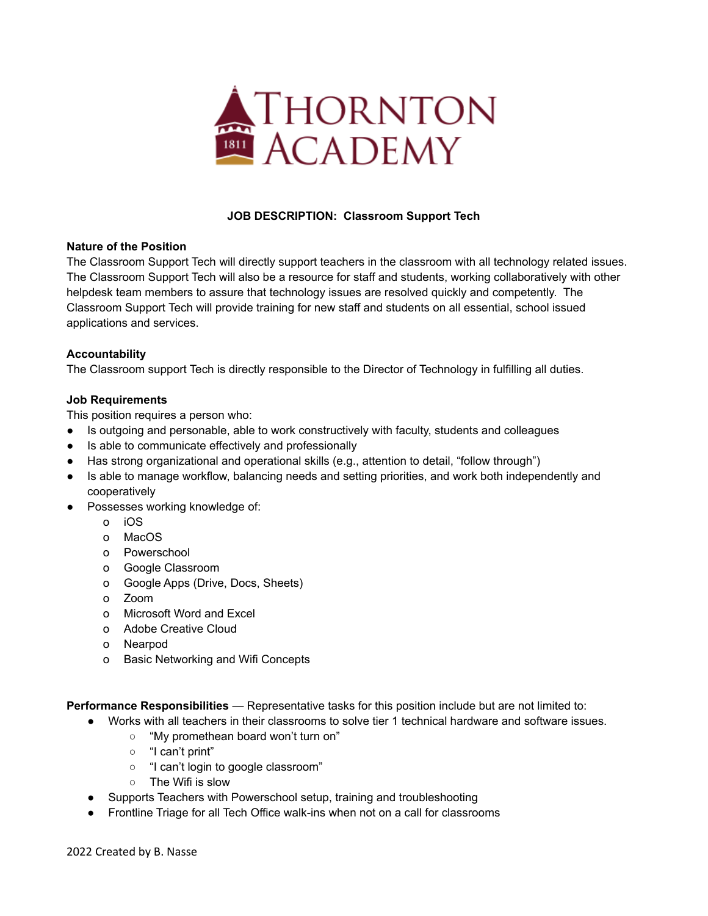# THORNTON ACADEMY

1811

## JOB DESCRIPTION: Classroom Support Tech

**Nature of the Position**

The Classroom Support Tech will directly support teachers in the classroom with all technology related issues. The Classroom Support Tech will also be a resource for staff and students, working collaboratively with other helpdesk team members to assure that technology issues are resolved quickly and competently. The Classroom Support Tech will provide training for new staff and students on all essential, school issued applications and services.

**Accountability**

The Classroom support Tech is directly responsible to the Director of Technology in fulfilling all duties.

**Job Requirements**

This position requires a person who:

- Is outgoing and personable, able to work constructively with faculty, students and colleagues
- Is able to communicate effectively and professionally
- Has strong organizational and operational skills (e.g., attention to detail, "follow through")
- Is able to manage workflow, balancing needs and setting priorities, and work both independently and cooperatively
- Possesses working knowledge of:
  - iOS
  - MacOS
  - Powerschool
  - Google Classroom
  - Google Apps (Drive, Docs, Sheets)
  - Zoom
  - Microsoft Word and Excel
  - Adobe Creative Cloud
  - Nearpod
  - Basic Networking and Wifi Concepts

**Performance Responsibilities** — Representative tasks for this position include but are not limited to:

- Works with all teachers in their classrooms to solve tier 1 technical hardware and software issues.
  - "My promethean board won't turn on"
  - "I can't print"
  - "I can't login to google classroom"
  - The Wifi is slow
- Supports Teachers with Powerschool setup, training and troubleshooting
- Frontline Triage for all Tech Office walk-ins when not on a call for classrooms

2022 Created by B. Nasse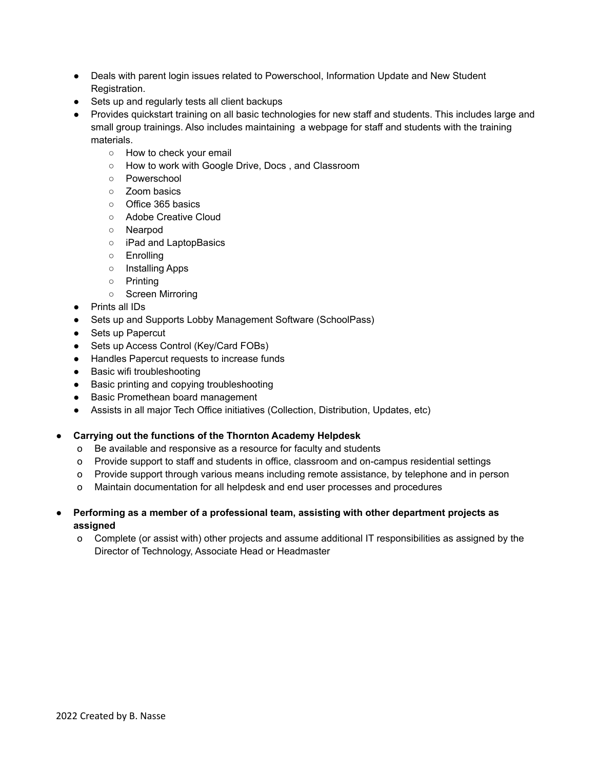- Deals with parent login issues related to Powerschool, Information Update and New Student Registration.
- Sets up and regularly tests all client backups
- Provides quickstart training on all basic technologies for new staff and students. This includes large and small group trainings. Also includes maintaining a webpage for staff and students with the training materials.
  - How to check your email
  - How to work with Google Drive, Docs , and Classroom
  - Powerschool
  - Zoom basics
  - Office 365 basics
  - Adobe Creative Cloud
  - Nearpod
  - iPad and LaptopBasics
  - Enrolling
  - Installing Apps
  - Printing
  - Screen Mirroring
- Prints all IDs
- Sets up and Supports Lobby Management Software (SchoolPass)
- Sets up Papercut
- Sets up Access Control (Key/Card FOBs)
- Handles Papercut requests to increase funds
- Basic wifi troubleshooting
- Basic printing and copying troubleshooting
- Basic Promethean board management
- Assists in all major Tech Office initiatives (Collection, Distribution, Updates, etc)

- **Carrying out the functions of the Thornton Academy Helpdesk**
  - Be available and responsive as a resource for faculty and students
  - Provide support to staff and students in office, classroom and on-campus residential settings
  - Provide support through various means including remote assistance, by telephone and in person
  - Maintain documentation for all helpdesk and end user processes and procedures

- **Performing as a member of a professional team, assisting with other department projects as assigned**
  - Complete (or assist with) other projects and assume additional IT responsibilities as assigned by the Director of Technology, Associate Head or Headmaster

2022 Created by B. Nasse